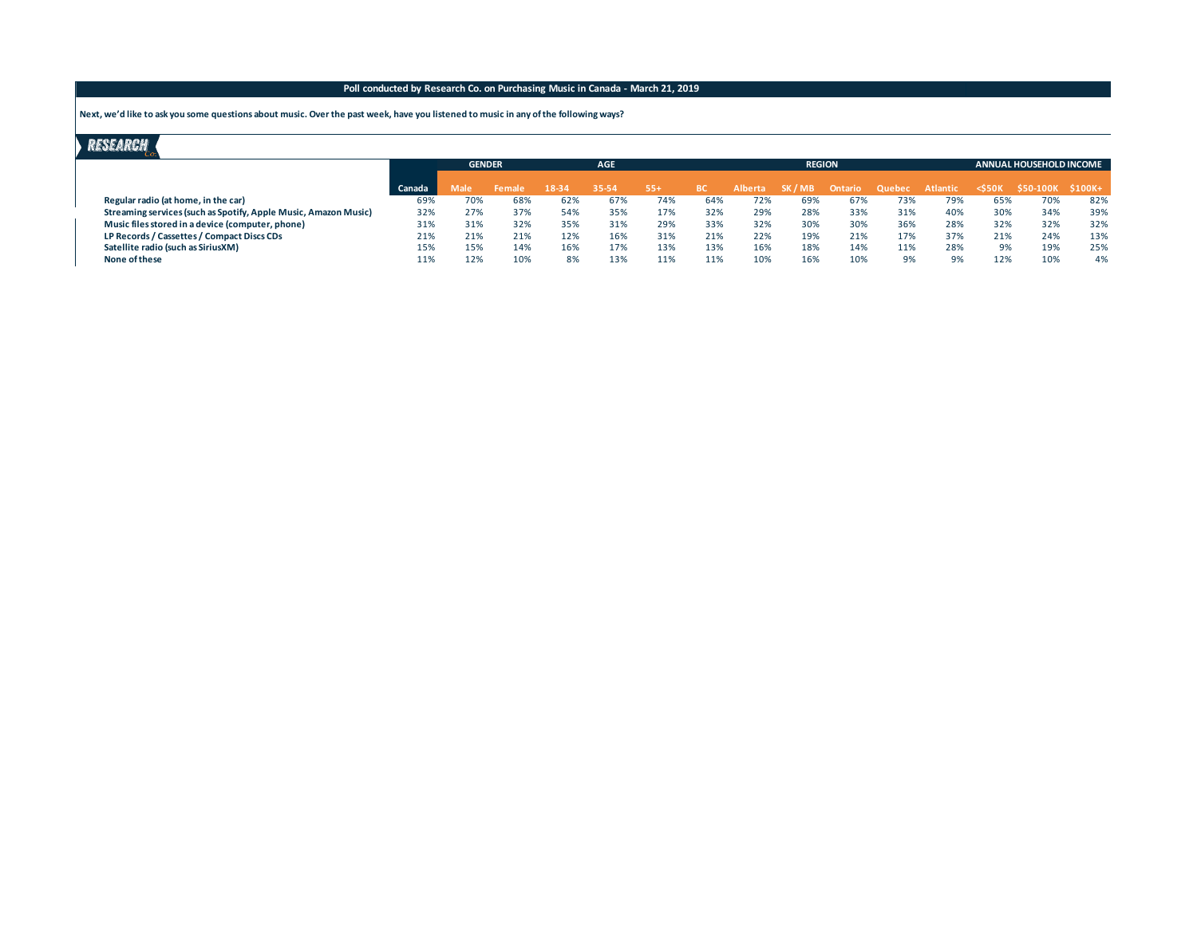**Poll conducted by Research Co. on Purchasing Music in Canada - March 21, 2019**

**Next, we'd like to ask you some questions about music. Over the past week, have you listened to music in any of the following ways?**

| | Canada | GENDER | | AGE | | | REGION | | | | | | ANNUAL HOUSEHOLD INCOME | | |
|---|---|---|---|---|---|---|---|---|---|---|---|---|---|---|---|
| | | Male | Female | 18-34 | 35-54 | 55+ | BC | Alberta | SK / MB | Ontario | Quebec | Atlantic | <$50K | $50-100K | $100K+ |
| **Regular radio (at home, in the car)** | 69% | 70% | 68% | 62% | 67% | 74% | 64% | 72% | 69% | 67% | 73% | 79% | 65% | 70% | 82% |
| **Streaming services (such as Spotify, Apple Music, Amazon Music)** | 32% | 27% | 37% | 54% | 35% | 17% | 32% | 29% | 28% | 33% | 31% | 40% | 30% | 34% | 39% |
| **Music files stored in a device (computer, phone)** | 31% | 31% | 32% | 35% | 31% | 29% | 33% | 32% | 30% | 30% | 36% | 28% | 32% | 32% | 32% |
| **LP Records / Cassettes / Compact Discs CDs** | 21% | 21% | 21% | 12% | 16% | 31% | 21% | 22% | 19% | 21% | 17% | 37% | 21% | 24% | 13% |
| **Satellite radio (such as SiriusXM)** | 15% | 15% | 14% | 16% | 17% | 13% | 13% | 16% | 18% | 14% | 11% | 28% | 9% | 19% | 25% |
| **None of these** | 11% | 12% | 10% | 8% | 13% | 11% | 11% | 10% | 16% | 10% | 9% | 9% | 12% | 10% | 4% |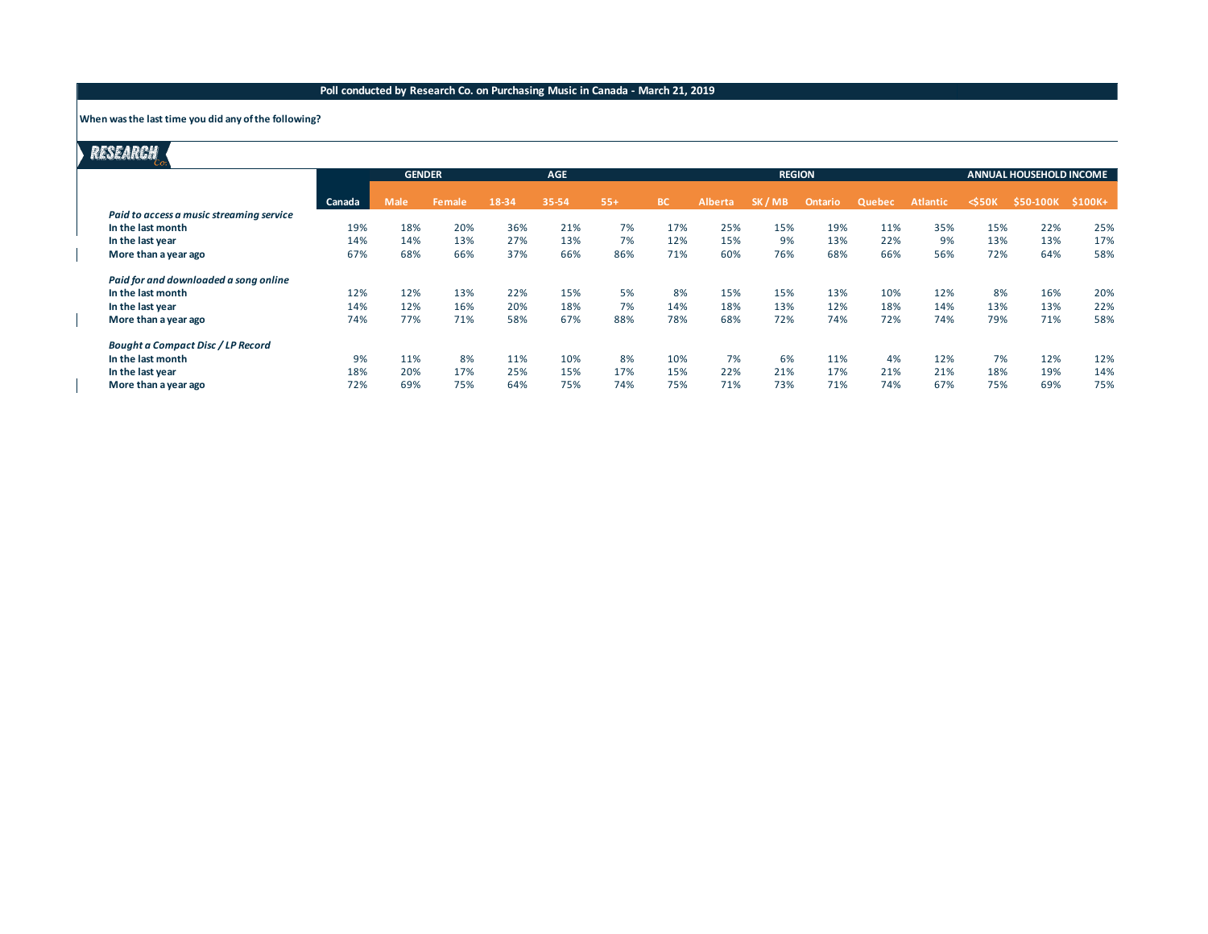**Poll conducted by Research Co. on Purchasing Music in Canada - March 21, 2019**

**When was the last time you did any of the following?**

| | Canada | GENDER | | AGE | | | REGION | | | | | | ANNUAL HOUSEHOLD INCOME | | |
|---|---|---|---|---|---|---|---|---|---|---|---|---|---|---|---|
| | | Male | Female | 18-34 | 35-54 | 55+ | BC | Alberta | SK / MB | Ontario | Quebec | Atlantic | <$50K | $50-100K | $100K+ |
| ***Paid to access a music streaming service*** | | | | | | | | | | | | | | | |
| **In the last month** | 19% | 18% | 20% | 36% | 21% | 7% | 17% | 25% | 15% | 19% | 11% | 35% | 15% | 22% | 25% |
| **In the last year** | 14% | 14% | 13% | 27% | 13% | 7% | 12% | 15% | 9% | 13% | 22% | 9% | 13% | 13% | 17% |
| **More than a year ago** | 67% | 68% | 66% | 37% | 66% | 86% | 71% | 60% | 76% | 68% | 66% | 56% | 72% | 64% | 58% |
| ***Paid for and downloaded a song online*** | | | | | | | | | | | | | | | |
| **In the last month** | 12% | 12% | 13% | 22% | 15% | 5% | 8% | 15% | 15% | 13% | 10% | 12% | 8% | 16% | 20% |
| **In the last year** | 14% | 12% | 16% | 20% | 18% | 7% | 14% | 18% | 13% | 12% | 18% | 14% | 13% | 13% | 22% |
| **More than a year ago** | 74% | 77% | 71% | 58% | 67% | 88% | 78% | 68% | 72% | 74% | 72% | 74% | 79% | 71% | 58% |
| ***Bought a Compact Disc / LP Record*** | | | | | | | | | | | | | | | |
| **In the last month** | 9% | 11% | 8% | 11% | 10% | 8% | 10% | 7% | 6% | 11% | 4% | 12% | 7% | 12% | 12% |
| **In the last year** | 18% | 20% | 17% | 25% | 15% | 17% | 15% | 22% | 21% | 17% | 21% | 21% | 18% | 19% | 14% |
| **More than a year ago** | 72% | 69% | 75% | 64% | 75% | 74% | 75% | 71% | 73% | 71% | 74% | 67% | 75% | 69% | 75% |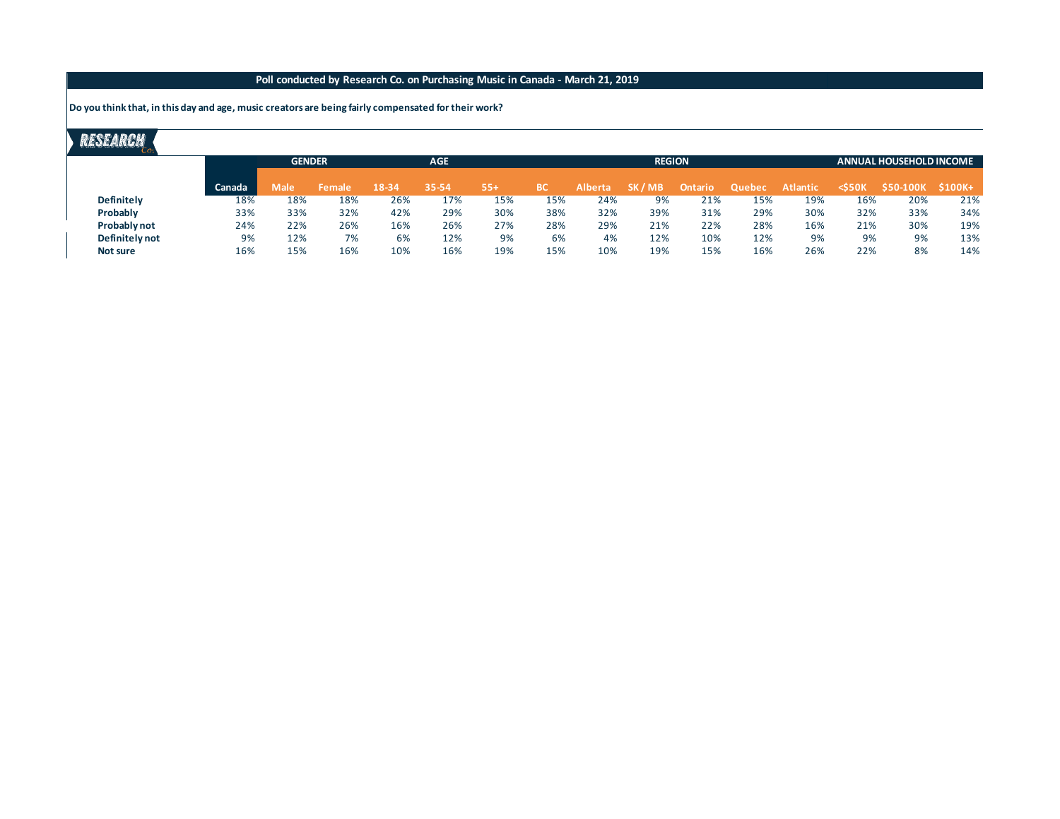## Poll conducted by Research Co. on Purchasing Music in Canada - March 21, 2019

**Do you think that, in this day and age, music creators are being fairly compensated for their work?**

| | | GENDER | | AGE | | | REGION | | | | | | ANNUAL HOUSEHOLD INCOME | | |
|---|---|---|---|---|---|---|---|---|---|---|---|---|---|---|---|
| | Canada | Male | Female | 18-34 | 35-54 | 55+ | BC | Alberta | SK / MB | Ontario | Quebec | Atlantic | <$50K | $50-100K | $100K+ |
| **Definitely** | 18% | 18% | 18% | 26% | 17% | 15% | 15% | 24% | 9% | 21% | 15% | 19% | 16% | 20% | 21% |
| **Probably** | 33% | 33% | 32% | 42% | 29% | 30% | 38% | 32% | 39% | 31% | 29% | 30% | 32% | 33% | 34% |
| **Probably not** | 24% | 22% | 26% | 16% | 26% | 27% | 28% | 29% | 21% | 22% | 28% | 16% | 21% | 30% | 19% |
| **Definitely not** | 9% | 12% | 7% | 6% | 12% | 9% | 6% | 4% | 12% | 10% | 12% | 9% | 9% | 9% | 13% |
| **Not sure** | 16% | 15% | 16% | 10% | 16% | 19% | 15% | 10% | 19% | 15% | 16% | 26% | 22% | 8% | 14% |